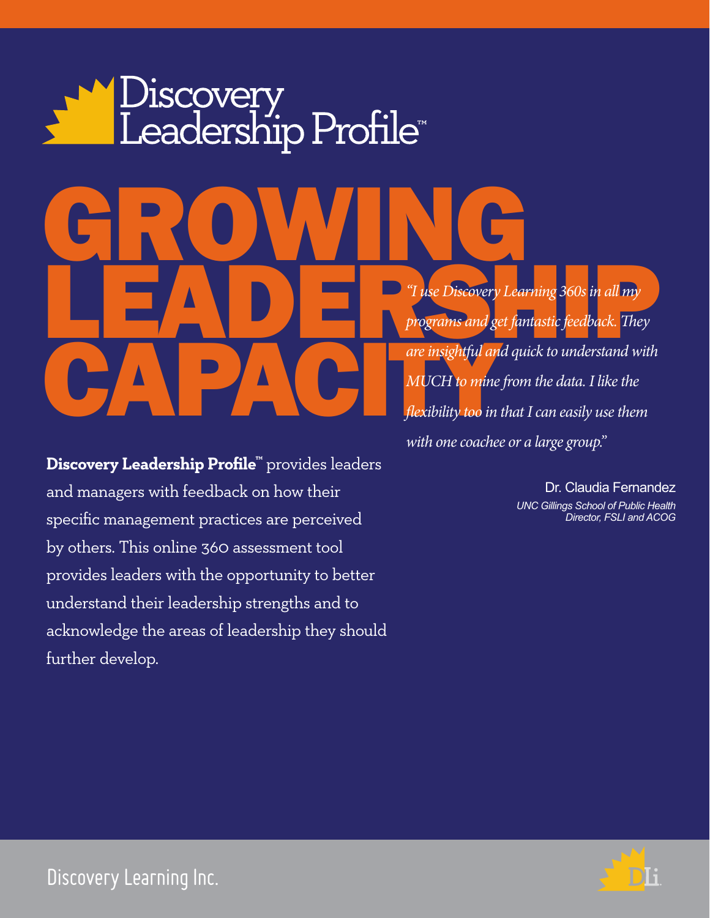# Discovery Leadership Profile™

# GROWING LEADERSHIP CAPACITY

*"I use Discovery Learning 360s in all my programs and get fantastic feedback. They are insightful and quick to understand with MUCH to mine from the data. I like the flexibility too in that I can easily use them with one coachee or a large group."*

Dr. Claudia Fernandez
*UNC Gillings School of Public Health*
*Director, FSLI and ACOG*

**Discovery Leadership Profile™** provides leaders and managers with feedback on how their specific management practices are perceived by others. This online 360 assessment tool provides leaders with the opportunity to better understand their leadership strengths and to acknowledge the areas of leadership they should further develop.

Discovery Learning Inc.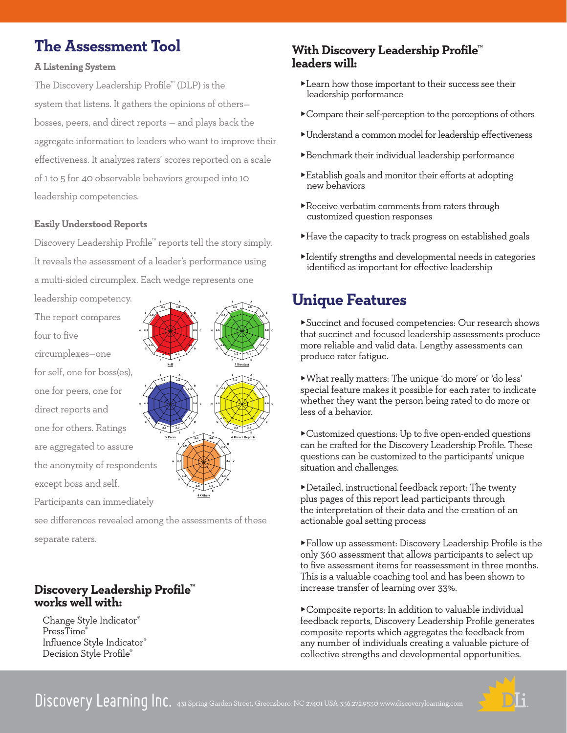## The Assessment Tool

### A Listening System

The Discovery Leadership Profile™ (DLP) is the system that listens. It gathers the opinions of others—bosses, peers, and direct reports – and plays back the aggregate information to leaders who want to improve their effectiveness. It analyzes raters' scores reported on a scale of 1 to 5 for 40 observable behaviors grouped into 10 leadership competencies.

### Easily Understood Reports

Discovery Leadership Profile™ reports tell the story simply. It reveals the assessment of a leader's performance using a multi-sided circumplex. Each wedge represents one leadership competency. The report compares four to five circumplexes—one for self, one for boss(es), one for peers, one for direct reports and one for others. Ratings are aggregated to assure the anonymity of respondents except boss and self. Participants can immediately see differences revealed among the assessments of these separate raters.

Self

3 Boss(es)

5 Peers

4 Direct Reports

4 Others

### Discovery Leadership Profile™ works well with:

Change Style Indicator®
PressTime®
Influence Style Indicator®
Decision Style Profile®

### With Discovery Leadership Profile™ leaders will:

- Learn how those important to their success see their leadership performance
- Compare their self-perception to the perceptions of others
- Understand a common model for leadership effectiveness
- Benchmark their individual leadership performance
- Establish goals and monitor their efforts at adopting new behaviors
- Receive verbatim comments from raters through customized question responses
- Have the capacity to track progress on established goals
- Identify strengths and developmental needs in categories identified as important for effective leadership

## Unique Features

- Succinct and focused competencies: Our research shows that succinct and focused leadership assessments produce more reliable and valid data. Lengthy assessments can produce rater fatigue.

- What really matters: The unique 'do more' or 'do less' special feature makes it possible for each rater to indicate whether they want the person being rated to do more or less of a behavior.

- Customized questions: Up to five open-ended questions can be crafted for the Discovery Leadership Profile. These questions can be customized to the participants' unique situation and challenges.

- Detailed, instructional feedback report: The twenty plus pages of this report lead participants through the interpretation of their data and the creation of an actionable goal setting process

- Follow up assessment: Discovery Leadership Profile is the only 360 assessment that allows participants to select up to five assessment items for reassessment in three months. This is a valuable coaching tool and has been shown to increase transfer of learning over 33%.

- Composite reports: In addition to valuable individual feedback reports, Discovery Leadership Profile generates composite reports which aggregates the feedback from any number of individuals creating a valuable picture of collective strengths and developmental opportunities.

Discovery Learning Inc. 431 Spring Garden Street, Greensboro, NC 27401 USA 336.272.9530 www.discoverylearning.com